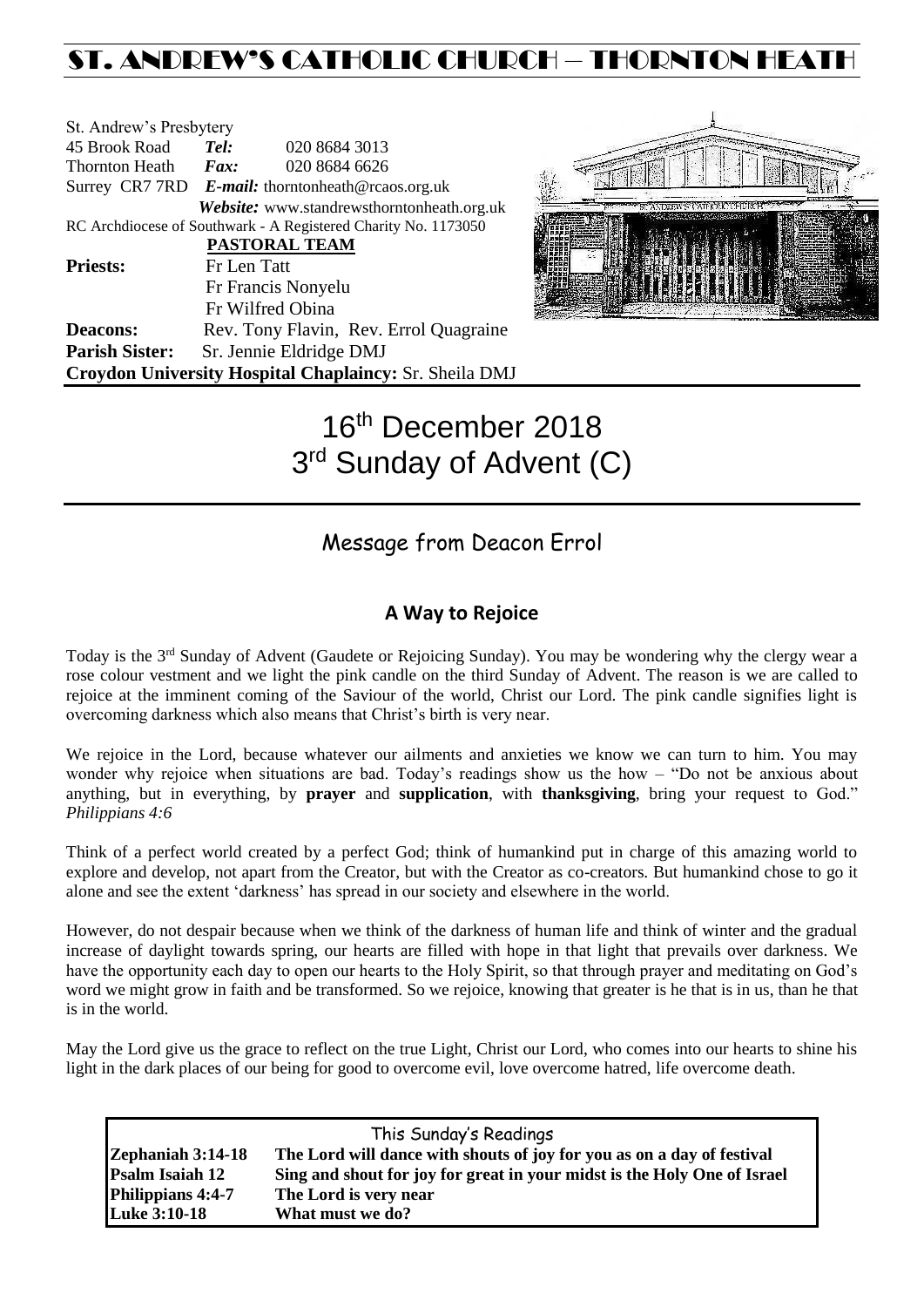# ST. ANDREW'S CATHOLIC CHURCH – THORNTON HEATH

St. Andrew's Presbytery
45 Brook Road *Tel:* 020 8684 3013
Thornton Heath *Fax:* 020 8684 6626
Surrey CR7 7RD *E-mail:* thorntonheath@rcaos.org.uk
*Website:* www.standrewsthorntonheath.org.uk
RC Archdiocese of Southwark - A Registered Charity No. 1173050

**PASTORAL TEAM**

**Priests:** Fr Len Tatt
Fr Francis Nonyelu
Fr Wilfred Obina

**Deacons:** Rev. Tony Flavin, Rev. Errol Quagraine

**Parish Sister:** Sr. Jennie Eldridge DMJ

**Croydon University Hospital Chaplaincy:** Sr. Sheila DMJ

# 16th December 2018
# 3rd Sunday of Advent (C)

## Message from Deacon Errol

### A Way to Rejoice

Today is the 3rd Sunday of Advent (Gaudete or Rejoicing Sunday). You may be wondering why the clergy wear a rose colour vestment and we light the pink candle on the third Sunday of Advent. The reason is we are called to rejoice at the imminent coming of the Saviour of the world, Christ our Lord. The pink candle signifies light is overcoming darkness which also means that Christ's birth is very near.

We rejoice in the Lord, because whatever our ailments and anxieties we know we can turn to him. You may wonder why rejoice when situations are bad. Today's readings show us the how – "Do not be anxious about anything, but in everything, by **prayer** and **supplication**, with **thanksgiving**, bring your request to God." *Philippians 4:6*

Think of a perfect world created by a perfect God; think of humankind put in charge of this amazing world to explore and develop, not apart from the Creator, but with the Creator as co-creators. But humankind chose to go it alone and see the extent 'darkness' has spread in our society and elsewhere in the world.

However, do not despair because when we think of the darkness of human life and think of winter and the gradual increase of daylight towards spring, our hearts are filled with hope in that light that prevails over darkness. We have the opportunity each day to open our hearts to the Holy Spirit, so that through prayer and meditating on God's word we might grow in faith and be transformed. So we rejoice, knowing that greater is he that is in us, than he that is in the world.

May the Lord give us the grace to reflect on the true Light, Christ our Lord, who comes into our hearts to shine his light in the dark places of our being for good to overcome evil, love overcome hatred, life overcome death.

| This Sunday's Readings | |
|---|---|
| **Zephaniah 3:14-18** | **The Lord will dance with shouts of joy for you as on a day of festival** |
| **Psalm Isaiah 12** | **Sing and shout for joy for great in your midst is the Holy One of Israel** |
| **Philippians 4:4-7** | **The Lord is very near** |
| **Luke 3:10-18** | **What must we do?** |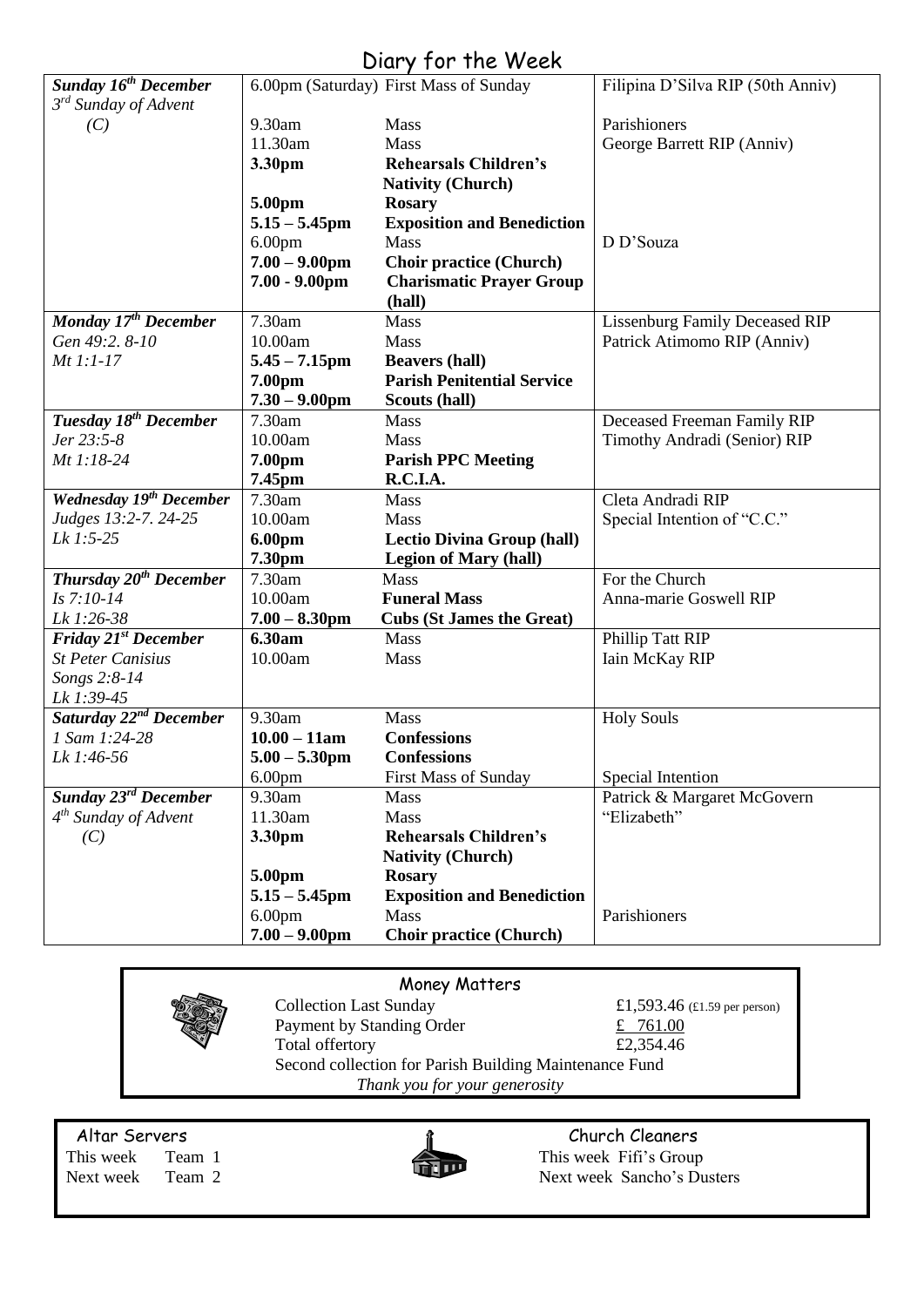# Diary for the Week

| Day | Time | Event | Intention |
|---|---|---|---|
| ***Sunday 16th December*** *3rd Sunday of Advent (C)* | 6.00pm (Saturday) | First Mass of Sunday | Filipina D'Silva RIP (50th Anniv) |
| | 9.30am | Mass | Parishioners |
| | 11.30am | Mass | George Barrett RIP (Anniv) |
| | **3.30pm** | **Rehearsals Children's Nativity (Church)** | |
| | **5.00pm** | **Rosary** | |
| | **5.15 – 5.45pm** | **Exposition and Benediction** | |
| | 6.00pm | Mass | D D'Souza |
| | **7.00 – 9.00pm** | **Choir practice (Church)** | |
| | **7.00 - 9.00pm** | **Charismatic Prayer Group (hall)** | |
| ***Monday 17th December*** *Gen 49:2. 8-10* *Mt 1:1-17* | 7.30am | Mass | Lissenburg Family Deceased RIP |
| | 10.00am | Mass | Patrick Atimomo RIP (Anniv) |
| | **5.45 – 7.15pm** | **Beavers (hall)** | |
| | **7.00pm** | **Parish Penitential Service** | |
| | **7.30 – 9.00pm** | **Scouts (hall)** | |
| ***Tuesday 18th December*** *Jer 23:5-8* *Mt 1:18-24* | 7.30am | Mass | Deceased Freeman Family RIP |
| | 10.00am | Mass | Timothy Andradi (Senior) RIP |
| | **7.00pm** | **Parish PPC Meeting** | |
| | **7.45pm** | **R.C.I.A.** | |
| ***Wednesday 19th December*** *Judges 13:2-7. 24-25* *Lk 1:5-25* | 7.30am | Mass | Cleta Andradi RIP |
| | 10.00am | Mass | Special Intention of "C.C." |
| | **6.00pm** | **Lectio Divina Group (hall)** | |
| | **7.30pm** | **Legion of Mary (hall)** | |
| ***Thursday 20th December*** *Is 7:10-14* *Lk 1:26-38* | 7.30am | Mass | For the Church |
| | 10.00am | **Funeral Mass** | Anna-marie Goswell RIP |
| | **7.00 – 8.30pm** | **Cubs (St James the Great)** | |
| ***Friday 21st December*** *St Peter Canisius* *Songs 2:8-14* *Lk 1:39-45* | **6.30am** | Mass | Phillip Tatt RIP |
| | 10.00am | Mass | Iain McKay RIP |
| ***Saturday 22nd December*** *1 Sam 1:24-28* *Lk 1:46-56* | 9.30am | Mass | Holy Souls |
| | **10.00 – 11am** | **Confessions** | |
| | **5.00 – 5.30pm** | **Confessions** | |
| | 6.00pm | First Mass of Sunday | Special Intention |
| ***Sunday 23rd December*** *4th Sunday of Advent (C)* | 9.30am | Mass | Patrick & Margaret McGovern |
| | 11.30am | Mass | "Elizabeth" |
| | **3.30pm** | **Rehearsals Children's Nativity (Church)** | |
| | **5.00pm** | **Rosary** | |
| | **5.15 – 5.45pm** | **Exposition and Benediction** | |
| | 6.00pm | Mass | Parishioners |
| | **7.00 – 9.00pm** | **Choir practice (Church)** | |

## Money Matters

| | |
|---|---|
| Collection Last Sunday | £1,593.46 (£1.59 per person) |
| Payment by Standing Order | £ 761.00 |
| Total offertory | £2,354.46 |

Second collection for Parish Building Maintenance Fund

*Thank you for your generosity*

## Altar Servers

This week Team 1

Next week Team 2

## Church Cleaners

This week Fifi's Group

Next week Sancho's Dusters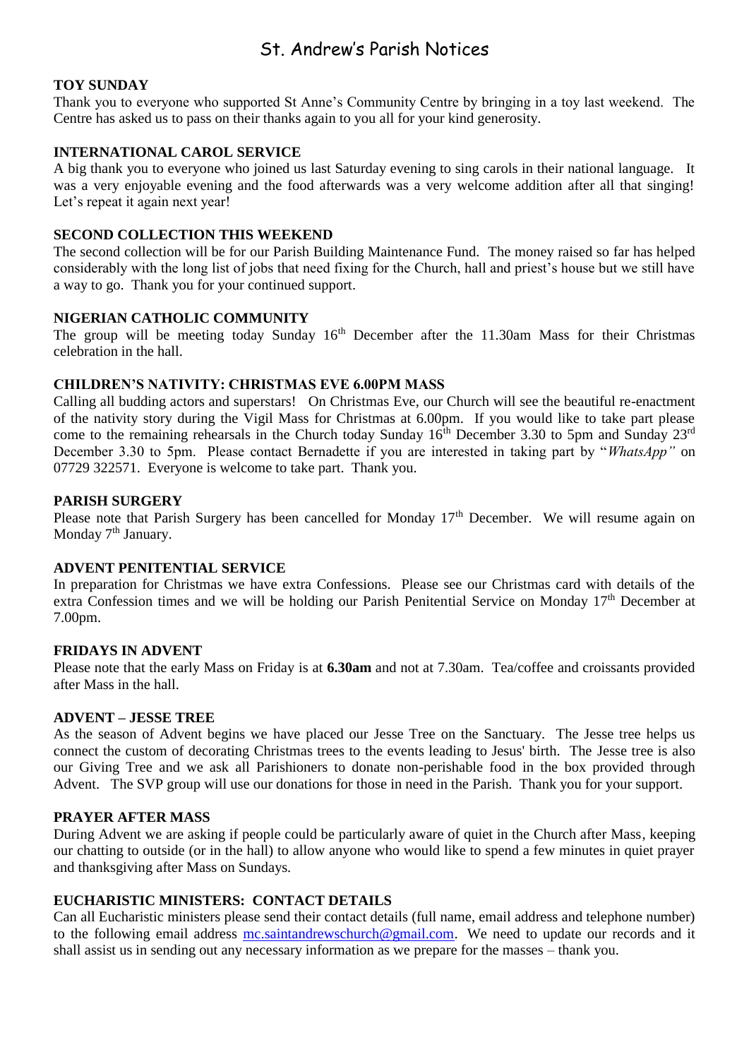# St. Andrew's Parish Notices

**TOY SUNDAY**

Thank you to everyone who supported St Anne's Community Centre by bringing in a toy last weekend. The Centre has asked us to pass on their thanks again to you all for your kind generosity.

**INTERNATIONAL CAROL SERVICE**

A big thank you to everyone who joined us last Saturday evening to sing carols in their national language. It was a very enjoyable evening and the food afterwards was a very welcome addition after all that singing! Let's repeat it again next year!

**SECOND COLLECTION THIS WEEKEND**

The second collection will be for our Parish Building Maintenance Fund. The money raised so far has helped considerably with the long list of jobs that need fixing for the Church, hall and priest's house but we still have a way to go. Thank you for your continued support.

**NIGERIAN CATHOLIC COMMUNITY**

The group will be meeting today Sunday 16th December after the 11.30am Mass for their Christmas celebration in the hall.

**CHILDREN'S NATIVITY: CHRISTMAS EVE 6.00PM MASS**

Calling all budding actors and superstars! On Christmas Eve, our Church will see the beautiful re-enactment of the nativity story during the Vigil Mass for Christmas at 6.00pm. If you would like to take part please come to the remaining rehearsals in the Church today Sunday 16th December 3.30 to 5pm and Sunday 23rd December 3.30 to 5pm. Please contact Bernadette if you are interested in taking part by "*WhatsApp"* on 07729 322571. Everyone is welcome to take part. Thank you.

**PARISH SURGERY**

Please note that Parish Surgery has been cancelled for Monday 17th December. We will resume again on Monday 7th January.

**ADVENT PENITENTIAL SERVICE**

In preparation for Christmas we have extra Confessions. Please see our Christmas card with details of the extra Confession times and we will be holding our Parish Penitential Service on Monday 17th December at 7.00pm.

**FRIDAYS IN ADVENT**

Please note that the early Mass on Friday is at **6.30am** and not at 7.30am. Tea/coffee and croissants provided after Mass in the hall.

**ADVENT – JESSE TREE**

As the season of Advent begins we have placed our Jesse Tree on the Sanctuary. The Jesse tree helps us connect the custom of decorating Christmas trees to the events leading to Jesus' birth. The Jesse tree is also our Giving Tree and we ask all Parishioners to donate non-perishable food in the box provided through Advent. The SVP group will use our donations for those in need in the Parish. Thank you for your support.

**PRAYER AFTER MASS**

During Advent we are asking if people could be particularly aware of quiet in the Church after Mass, keeping our chatting to outside (or in the hall) to allow anyone who would like to spend a few minutes in quiet prayer and thanksgiving after Mass on Sundays.

**EUCHARISTIC MINISTERS: CONTACT DETAILS**

Can all Eucharistic ministers please send their contact details (full name, email address and telephone number) to the following email address mc.saintandrewschurch@gmail.com. We need to update our records and it shall assist us in sending out any necessary information as we prepare for the masses – thank you.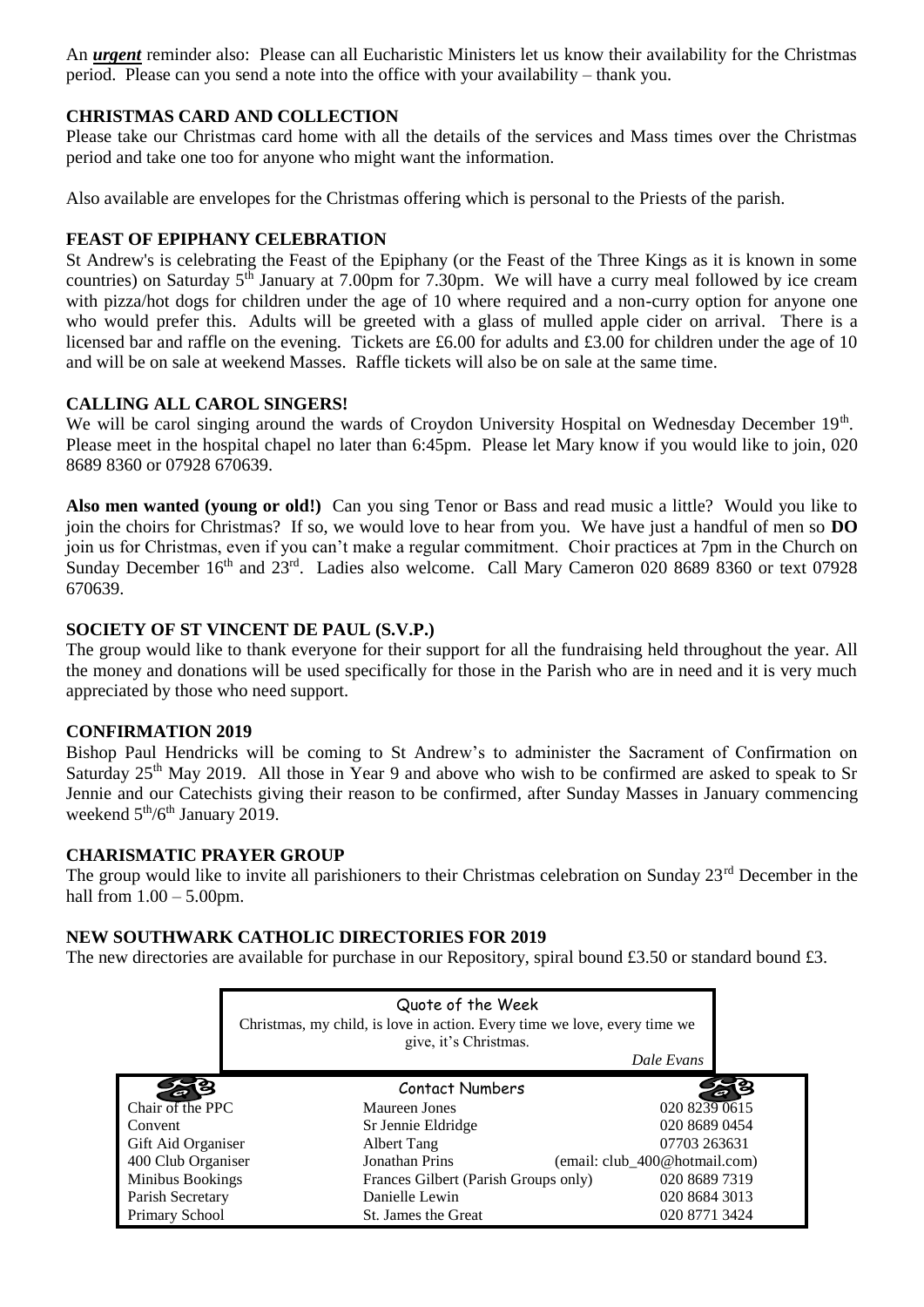An ***urgent*** reminder also: Please can all Eucharistic Ministers let us know their availability for the Christmas period. Please can you send a note into the office with your availability – thank you.

### CHRISTMAS CARD AND COLLECTION

Please take our Christmas card home with all the details of the services and Mass times over the Christmas period and take one too for anyone who might want the information.

Also available are envelopes for the Christmas offering which is personal to the Priests of the parish.

### FEAST OF EPIPHANY CELEBRATION

St Andrew's is celebrating the Feast of the Epiphany (or the Feast of the Three Kings as it is known in some countries) on Saturday 5th January at 7.00pm for 7.30pm. We will have a curry meal followed by ice cream with pizza/hot dogs for children under the age of 10 where required and a non-curry option for anyone one who would prefer this. Adults will be greeted with a glass of mulled apple cider on arrival. There is a licensed bar and raffle on the evening. Tickets are £6.00 for adults and £3.00 for children under the age of 10 and will be on sale at weekend Masses. Raffle tickets will also be on sale at the same time.

### CALLING ALL CAROL SINGERS!

We will be carol singing around the wards of Croydon University Hospital on Wednesday December 19th. Please meet in the hospital chapel no later than 6:45pm. Please let Mary know if you would like to join, 020 8689 8360 or 07928 670639.

**Also men wanted (young or old!)** Can you sing Tenor or Bass and read music a little? Would you like to join the choirs for Christmas? If so, we would love to hear from you. We have just a handful of men so **DO** join us for Christmas, even if you can't make a regular commitment. Choir practices at 7pm in the Church on Sunday December 16th and 23rd. Ladies also welcome. Call Mary Cameron 020 8689 8360 or text 07928 670639.

### SOCIETY OF ST VINCENT DE PAUL (S.V.P.)

The group would like to thank everyone for their support for all the fundraising held throughout the year. All the money and donations will be used specifically for those in the Parish who are in need and it is very much appreciated by those who need support.

### CONFIRMATION 2019

Bishop Paul Hendricks will be coming to St Andrew's to administer the Sacrament of Confirmation on Saturday 25th May 2019. All those in Year 9 and above who wish to be confirmed are asked to speak to Sr Jennie and our Catechists giving their reason to be confirmed, after Sunday Masses in January commencing weekend 5th/6th January 2019.

### CHARISMATIC PRAYER GROUP

The group would like to invite all parishioners to their Christmas celebration on Sunday 23rd December in the hall from 1.00 – 5.00pm.

### NEW SOUTHWARK CATHOLIC DIRECTORIES FOR 2019

The new directories are available for purchase in our Repository, spiral bound £3.50 or standard bound £3.

**Quote of the Week**

Christmas, my child, is love in action. Every time we love, every time we give, it's Christmas.

*Dale Evans*

**Contact Numbers**

| | | |
|---|---|---|
| Chair of the PPC | Maureen Jones | 020 8239 0615 |
| Convent | Sr Jennie Eldridge | 020 8689 0454 |
| Gift Aid Organiser | Albert Tang | 07703 263631 |
| 400 Club Organiser | Jonathan Prins | (email: club_400@hotmail.com) |
| Minibus Bookings | Frances Gilbert (Parish Groups only) | 020 8689 7319 |
| Parish Secretary | Danielle Lewin | 020 8684 3013 |
| Primary School | St. James the Great | 020 8771 3424 |